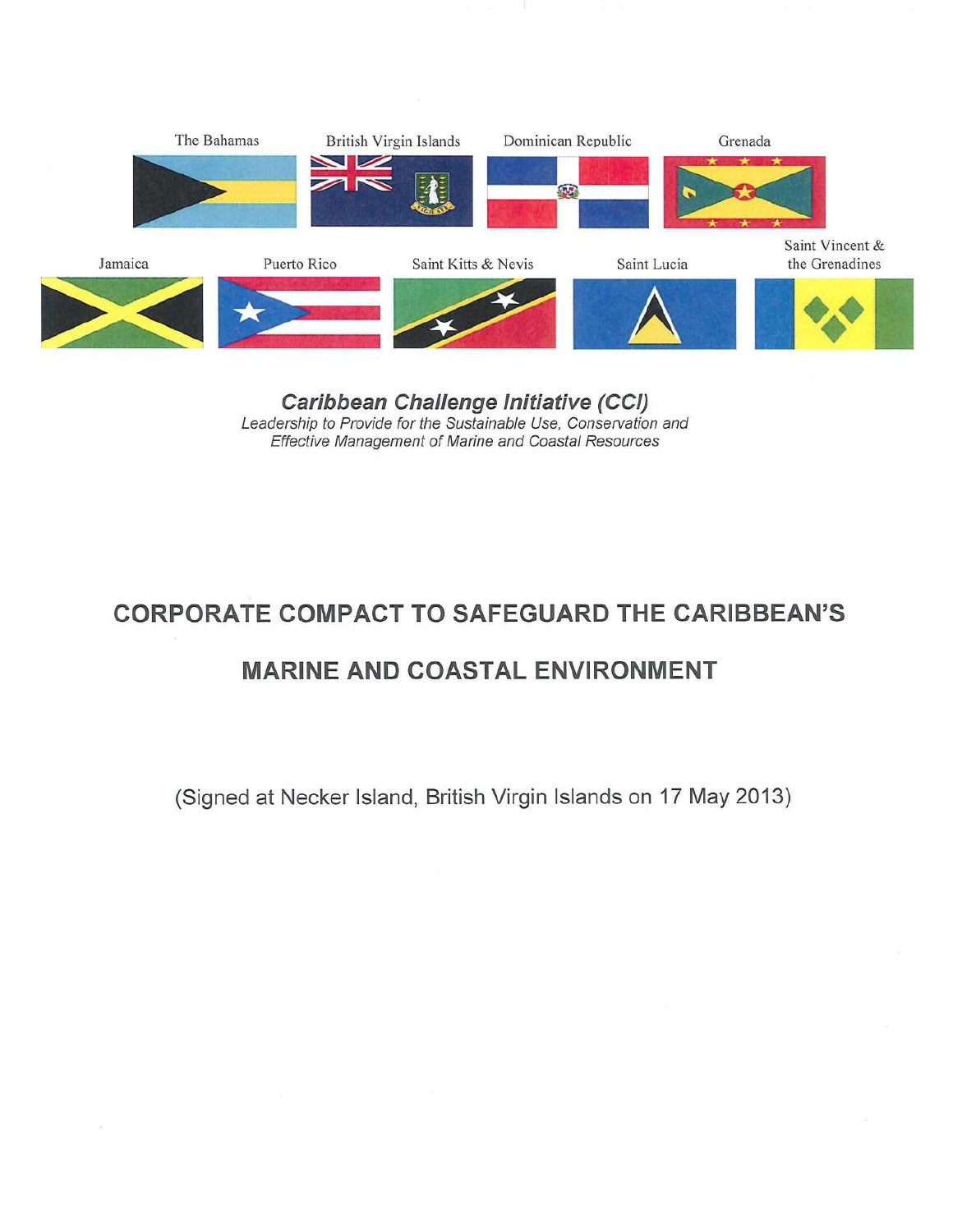The Bahamas | British Virgin Islands | Dominican Republic | Grenada

Jamaica | Puerto Rico | Saint Kitts & Nevis | Saint Lucia | Saint Vincent & the Grenadines

***Caribbean Challenge Initiative (CCI)***

*Leadership to Provide for the Sustainable Use, Conservation and Effective Management of Marine and Coastal Resources*

# CORPORATE COMPACT TO SAFEGUARD THE CARIBBEAN'S MARINE AND COASTAL ENVIRONMENT

(Signed at Necker Island, British Virgin Islands on 17 May 2013)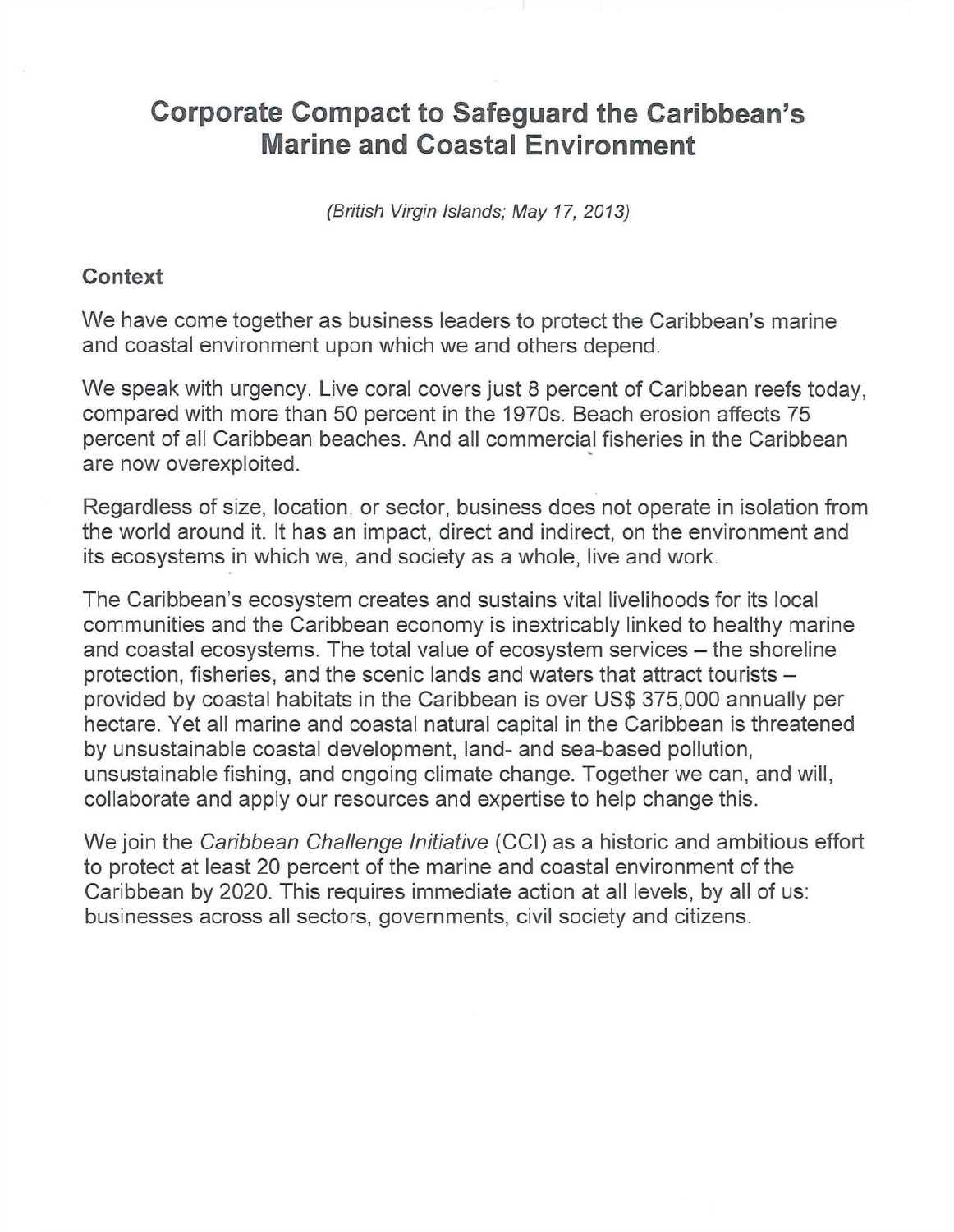# Corporate Compact to Safeguard the Caribbean's Marine and Coastal Environment

*(British Virgin Islands; May 17, 2013)*

## Context

We have come together as business leaders to protect the Caribbean's marine and coastal environment upon which we and others depend.

We speak with urgency. Live coral covers just 8 percent of Caribbean reefs today, compared with more than 50 percent in the 1970s. Beach erosion affects 75 percent of all Caribbean beaches. And all commercial fisheries in the Caribbean are now overexploited.

Regardless of size, location, or sector, business does not operate in isolation from the world around it. It has an impact, direct and indirect, on the environment and its ecosystems in which we, and society as a whole, live and work.

The Caribbean's ecosystem creates and sustains vital livelihoods for its local communities and the Caribbean economy is inextricably linked to healthy marine and coastal ecosystems. The total value of ecosystem services – the shoreline protection, fisheries, and the scenic lands and waters that attract tourists – provided by coastal habitats in the Caribbean is over US$ 375,000 annually per hectare. Yet all marine and coastal natural capital in the Caribbean is threatened by unsustainable coastal development, land- and sea-based pollution, unsustainable fishing, and ongoing climate change. Together we can, and will, collaborate and apply our resources and expertise to help change this.

We join the *Caribbean Challenge Initiative* (CCI) as a historic and ambitious effort to protect at least 20 percent of the marine and coastal environment of the Caribbean by 2020. This requires immediate action at all levels, by all of us: businesses across all sectors, governments, civil society and citizens.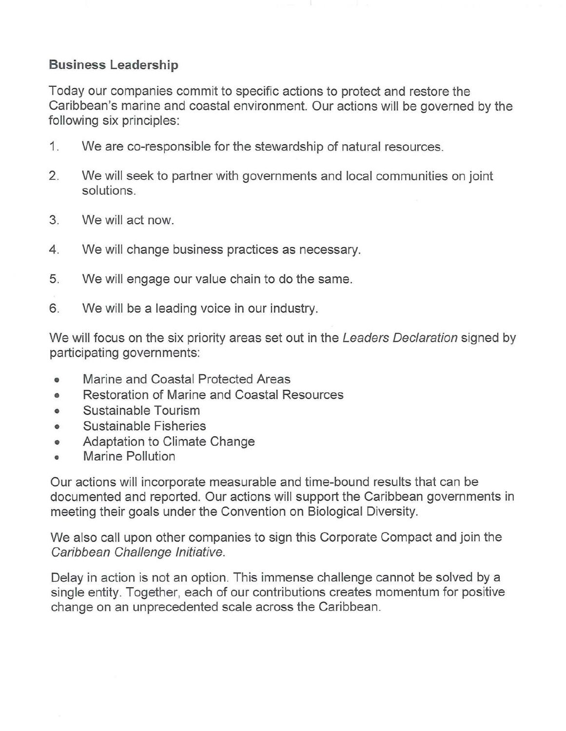## Business Leadership

Today our companies commit to specific actions to protect and restore the Caribbean's marine and coastal environment. Our actions will be governed by the following six principles:

1. We are co-responsible for the stewardship of natural resources.
2. We will seek to partner with governments and local communities on joint solutions.
3. We will act now.
4. We will change business practices as necessary.
5. We will engage our value chain to do the same.
6. We will be a leading voice in our industry.

We will focus on the six priority areas set out in the *Leaders Declaration* signed by participating governments:

- Marine and Coastal Protected Areas
- Restoration of Marine and Coastal Resources
- Sustainable Tourism
- Sustainable Fisheries
- Adaptation to Climate Change
- Marine Pollution

Our actions will incorporate measurable and time-bound results that can be documented and reported. Our actions will support the Caribbean governments in meeting their goals under the Convention on Biological Diversity.

We also call upon other companies to sign this Corporate Compact and join the *Caribbean Challenge Initiative*.

Delay in action is not an option. This immense challenge cannot be solved by a single entity. Together, each of our contributions creates momentum for positive change on an unprecedented scale across the Caribbean.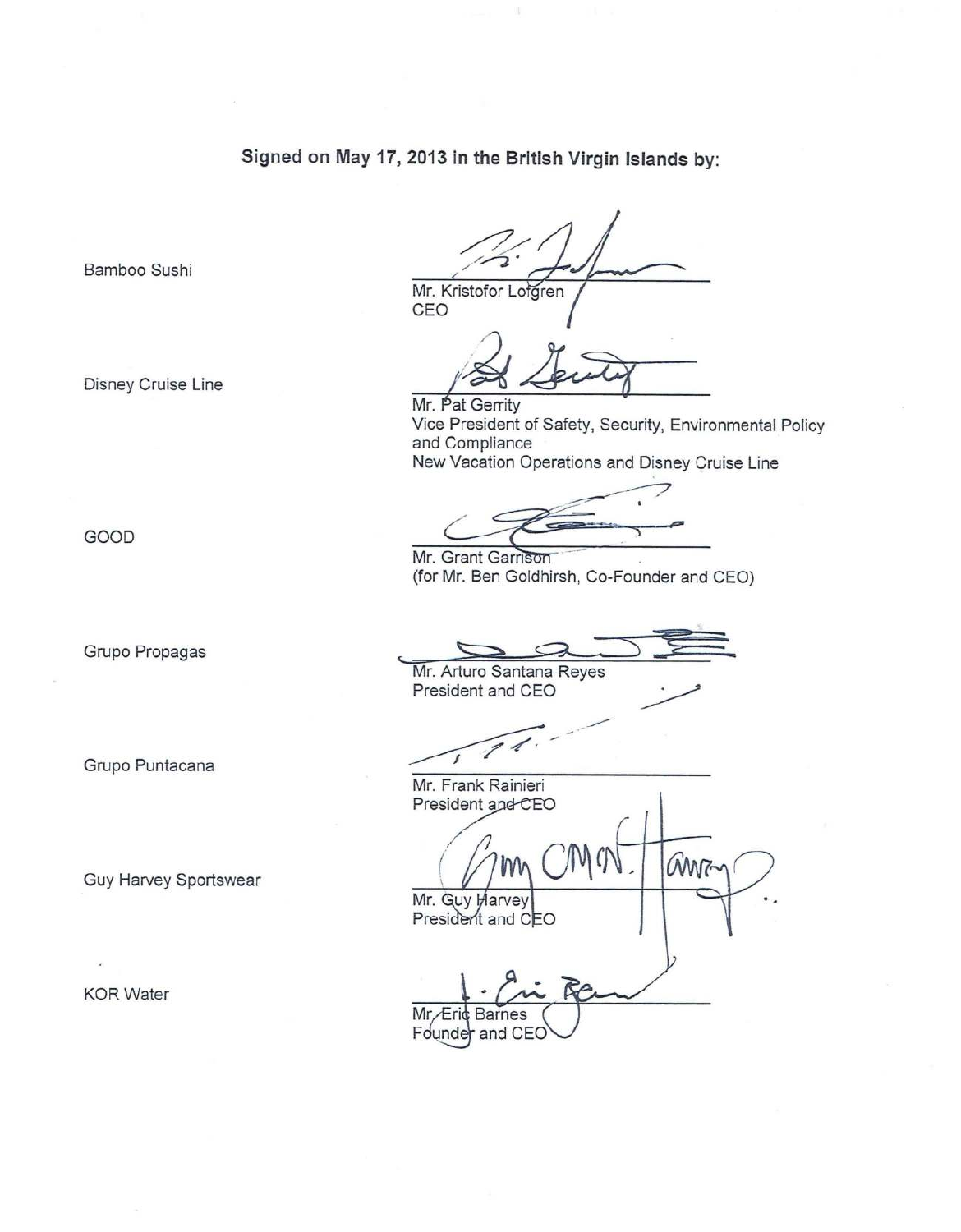**Signed on May 17, 2013 in the British Virgin Islands by:**

| | |
|---|---|
| Bamboo Sushi | Mr. Kristofor Lofgren<br>CEO |
| Disney Cruise Line | Mr. Pat Gerrity<br>Vice President of Safety, Security, Environmental Policy and Compliance<br>New Vacation Operations and Disney Cruise Line |
| GOOD | Mr. Grant Garrison<br>(for Mr. Ben Goldhirsh, Co-Founder and CEO) |
| Grupo Propagas | Mr. Arturo Santana Reyes<br>President and CEO |
| Grupo Puntacana | Mr. Frank Rainieri<br>President and CEO |
| Guy Harvey Sportswear | Mr. Guy Harvey<br>President and CEO |
| KOR Water | Mr. Eric Barnes<br>Founder and CEO |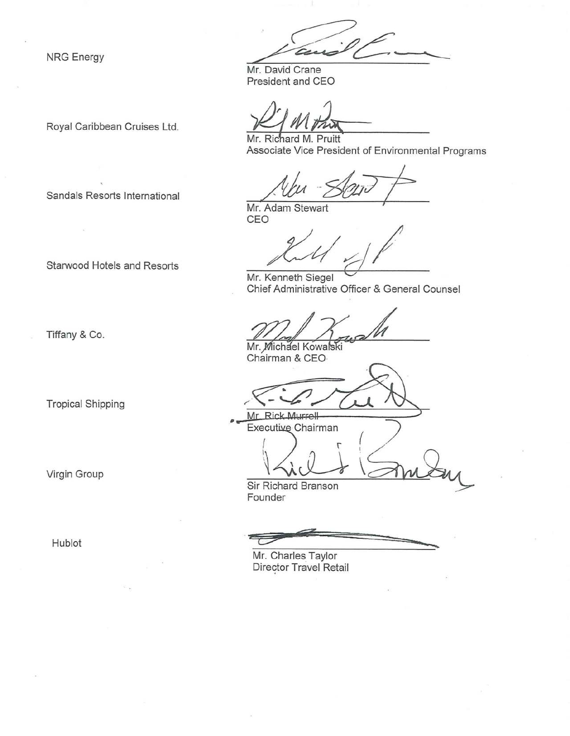| | |
|---|---|
| NRG Energy | Mr. David Crane<br>President and CEO |
| Royal Caribbean Cruises Ltd. | Mr. Richard M. Pruitt<br>Associate Vice President of Environmental Programs |
| Sandals Resorts International | Mr. Adam Stewart<br>CEO |
| Starwood Hotels and Resorts | Mr. Kenneth Siegel<br>Chief Administrative Officer & General Counsel |
| Tiffany & Co. | Mr. Michael Kowalski<br>Chairman & CEO |
| Tropical Shipping | Mr. Rick Murrell<br>Executive Chairman |
| Virgin Group | Sir Richard Branson<br>Founder |
| Hublot | Mr. Charles Taylor<br>Director Travel Retail |